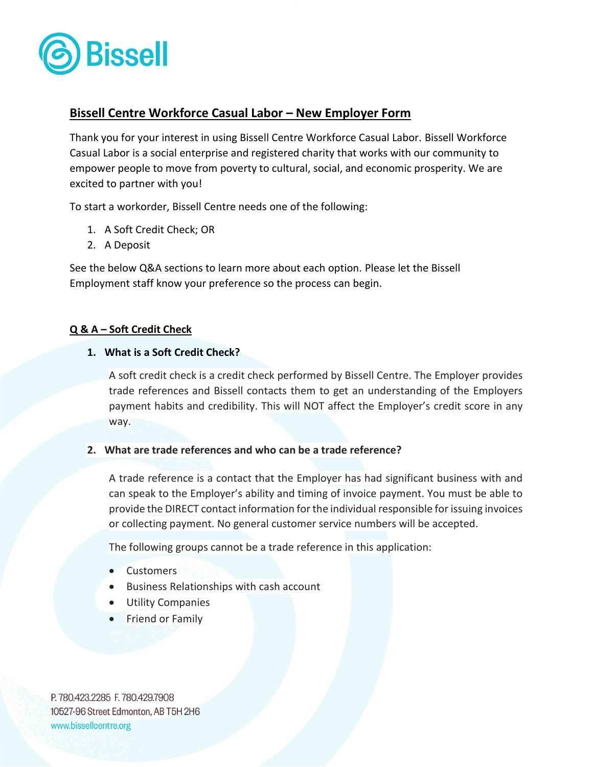Bissell

## Bissell Centre Workforce Casual Labor – New Employer Form

Thank you for your interest in using Bissell Centre Workforce Casual Labor. Bissell Workforce Casual Labor is a social enterprise and registered charity that works with our community to empower people to move from poverty to cultural, social, and economic prosperity. We are excited to partner with you!

To start a workorder, Bissell Centre needs one of the following:

1. A Soft Credit Check; OR
2. A Deposit

See the below Q&A sections to learn more about each option. Please let the Bissell Employment staff know your preference so the process can begin.

### Q & A – Soft Credit Check

1. **What is a Soft Credit Check?**

   A soft credit check is a credit check performed by Bissell Centre. The Employer provides trade references and Bissell contacts them to get an understanding of the Employers payment habits and credibility. This will NOT affect the Employer's credit score in any way.

2. **What are trade references and who can be a trade reference?**

   A trade reference is a contact that the Employer has had significant business with and can speak to the Employer's ability and timing of invoice payment. You must be able to provide the DIRECT contact information for the individual responsible for issuing invoices or collecting payment. No general customer service numbers will be accepted.

   The following groups cannot be a trade reference in this application:

   - Customers
   - Business Relationships with cash account
   - Utility Companies
   - Friend or Family

P. 780.423.2285 F. 780.429.7908
10527-96 Street Edmonton, AB T5H 2H6
www.bissellcentre.org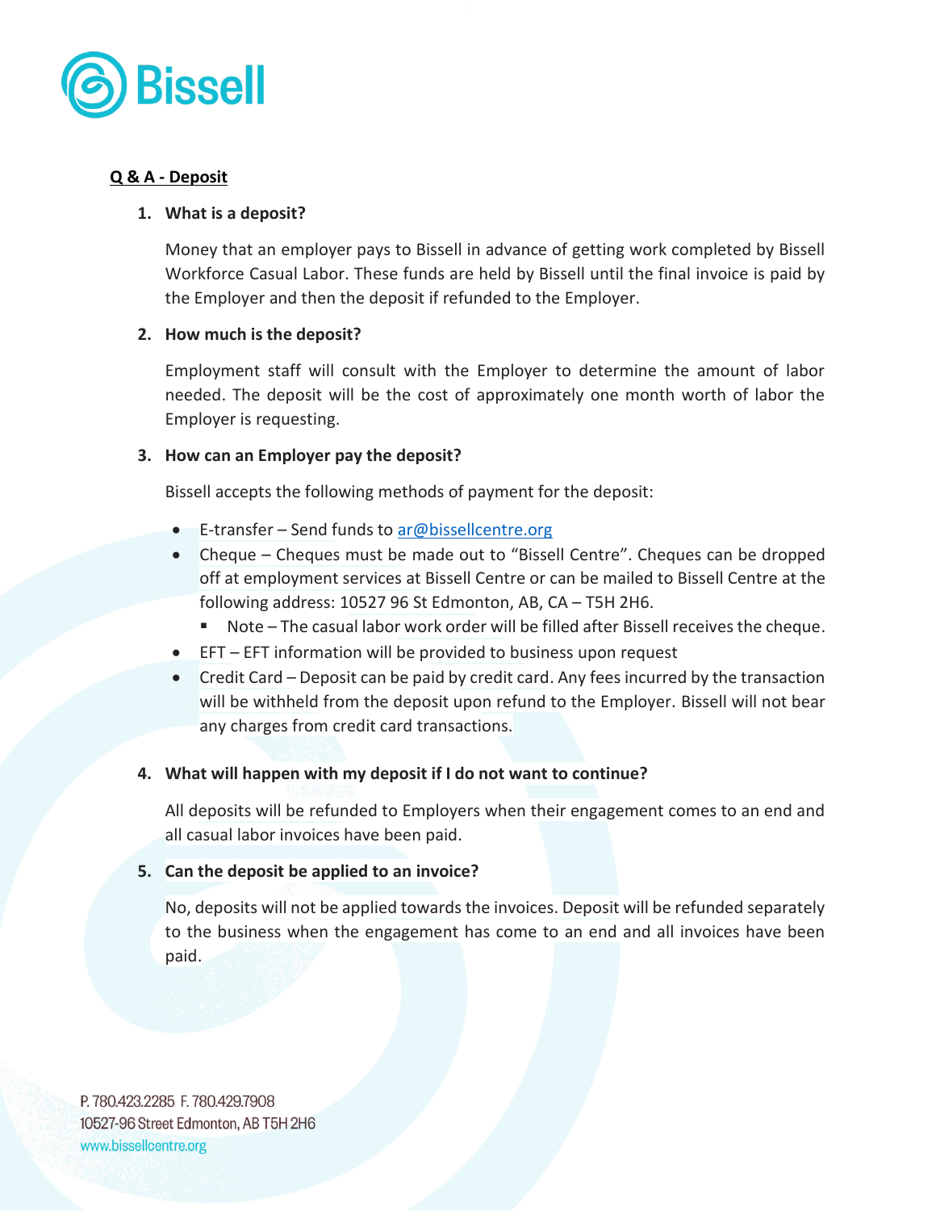## Q & A - Deposit

1. **What is a deposit?**

   Money that an employer pays to Bissell in advance of getting work completed by Bissell Workforce Casual Labor. These funds are held by Bissell until the final invoice is paid by the Employer and then the deposit if refunded to the Employer.

2. **How much is the deposit?**

   Employment staff will consult with the Employer to determine the amount of labor needed. The deposit will be the cost of approximately one month worth of labor the Employer is requesting.

3. **How can an Employer pay the deposit?**

   Bissell accepts the following methods of payment for the deposit:

   - E-transfer – Send funds to ar@bissellcentre.org
   - Cheque – Cheques must be made out to "Bissell Centre". Cheques can be dropped off at employment services at Bissell Centre or can be mailed to Bissell Centre at the following address: 10527 96 St Edmonton, AB, CA – T5H 2H6.
     - Note – The casual labor work order will be filled after Bissell receives the cheque.
   - EFT – EFT information will be provided to business upon request
   - Credit Card – Deposit can be paid by credit card. Any fees incurred by the transaction will be withheld from the deposit upon refund to the Employer. Bissell will not bear any charges from credit card transactions.

4. **What will happen with my deposit if I do not want to continue?**

   All deposits will be refunded to Employers when their engagement comes to an end and all casual labor invoices have been paid.

5. **Can the deposit be applied to an invoice?**

   No, deposits will not be applied towards the invoices. Deposit will be refunded separately to the business when the engagement has come to an end and all invoices have been paid.